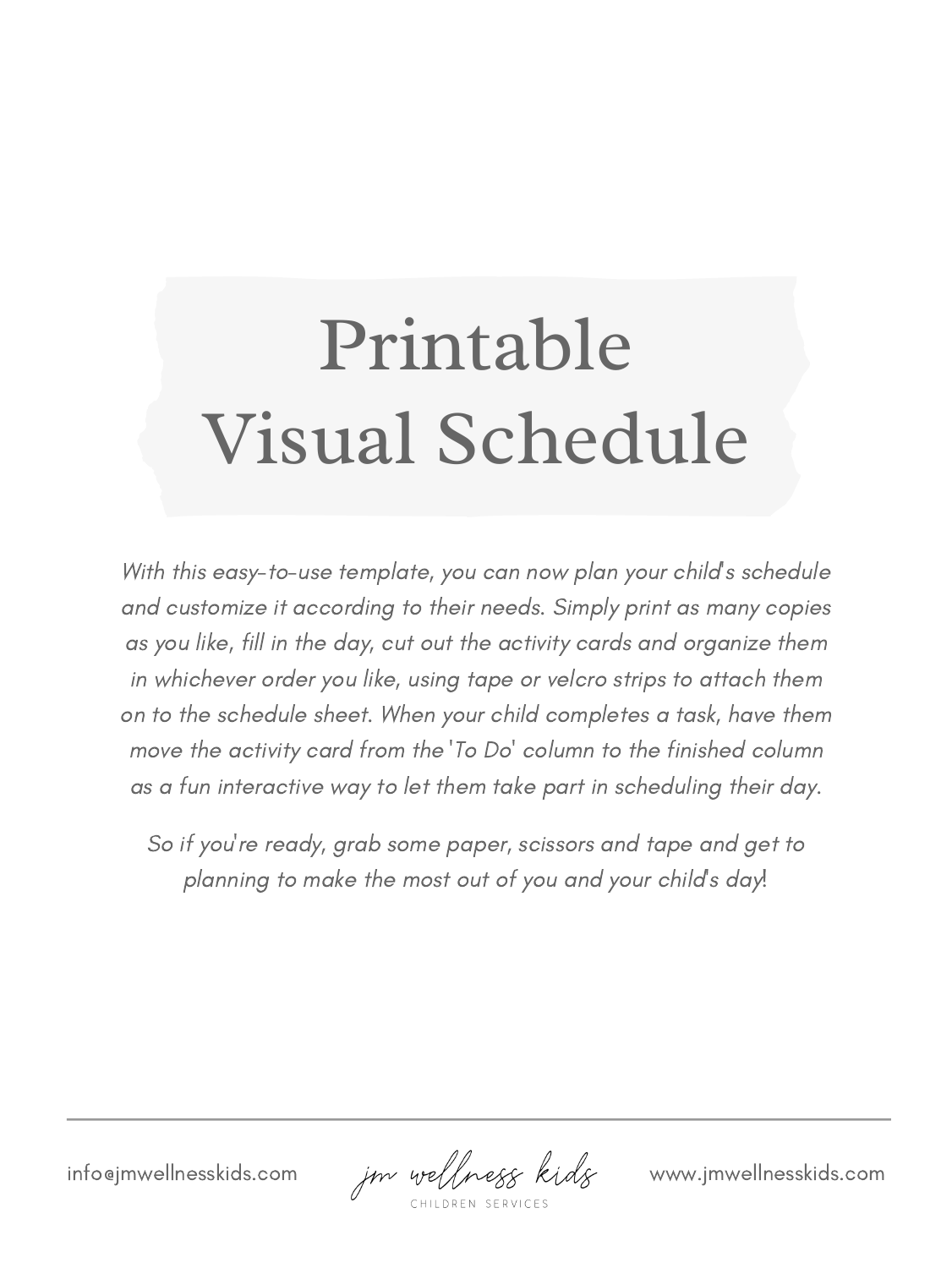# Printable Visual Schedule

*With this easy-to-use template, you can now plan your child's schedule and customize it according to their needs. Simply print as many copies as you like, fill in the day, cut out the activity cards and organize them in whichever order you like, using tape or velcro strips to attach them on to the schedule sheet. When your child completes a task, have them move the activity card from the 'To Do' column to the finished column as a fun interactive way to let them take part in scheduling their day.*

*So if you're ready, grab some paper, scissors and tape and get to planning to make the most out of you and your child's day!*

info@jmwellnesskids.com | jm wellness kids CHILDREN SERVICES | www.jmwellnesskids.com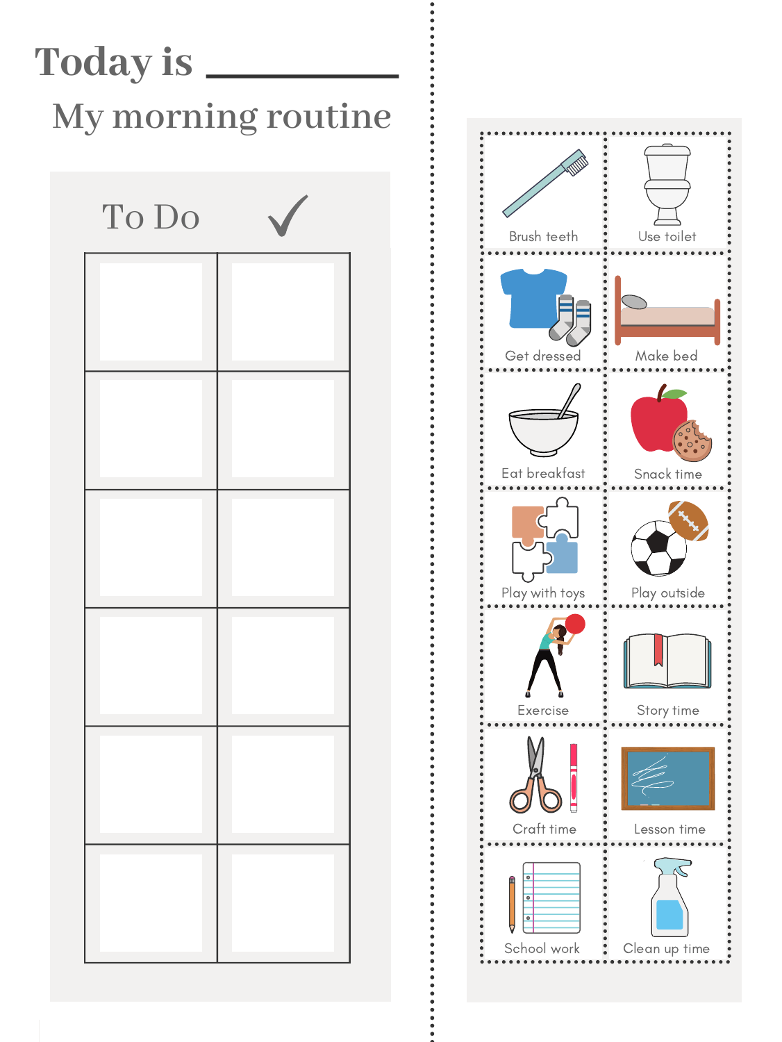# Today is ____________

## My morning routine

| To Do | ✓ |
| --- | --- |
| | |
| | |
| | |
| | |
| | |
| | |

| | |
| --- | --- |
| Brush teeth | Use toilet |
| Get dressed | Make bed |
| Eat breakfast | Snack time |
| Play with toys | Play outside |
| Exercise | Story time |
| Craft time | Lesson time |
| School work | Clean up time |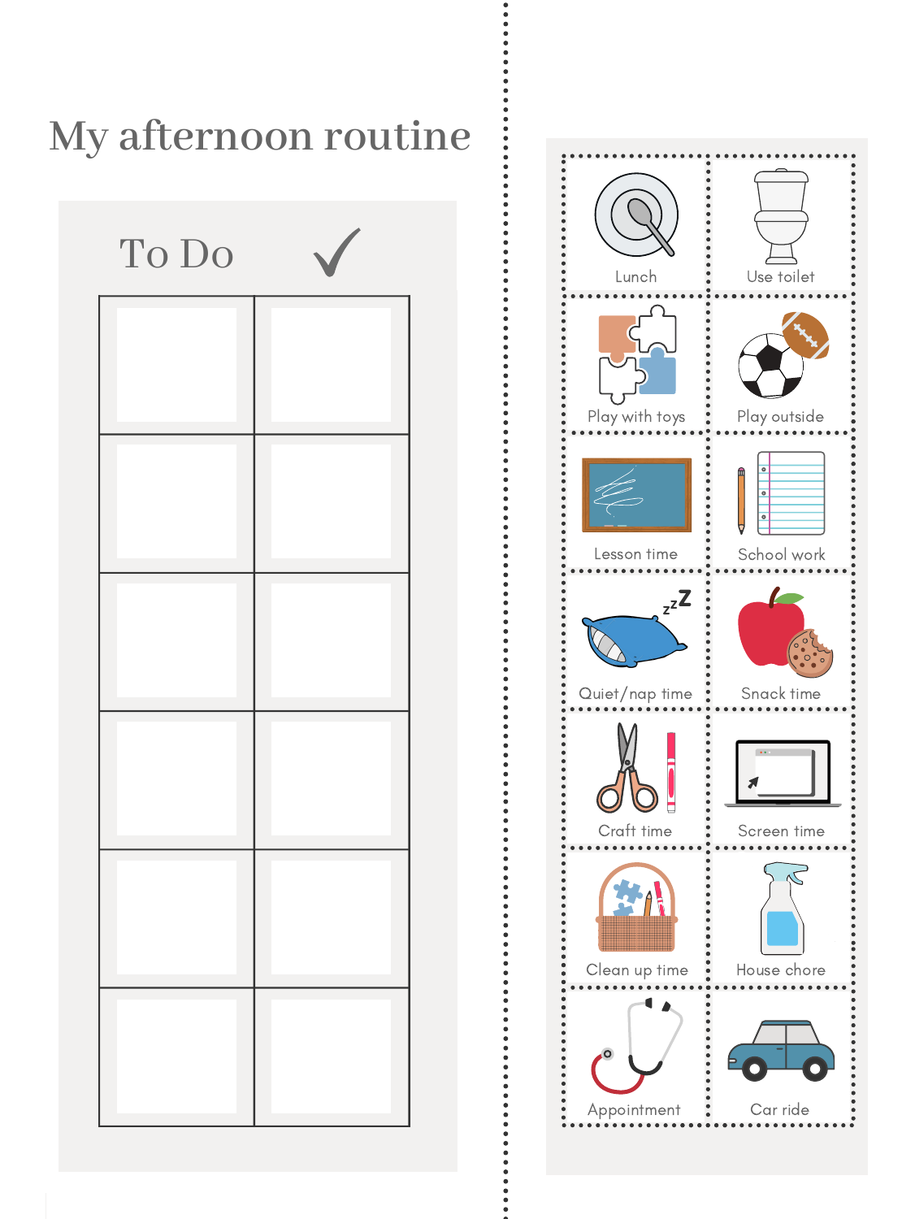# My afternoon routine

| To Do | ✓ |
|---|---|
| | |
| | |
| | |
| | |
| | |
| | |

| | |
|---|---|
| Lunch | Use toilet |
| Play with toys | Play outside |
| Lesson time | School work |
| Quiet/nap time | Snack time |
| Craft time | Screen time |
| Clean up time | House chore |
| Appointment | Car ride |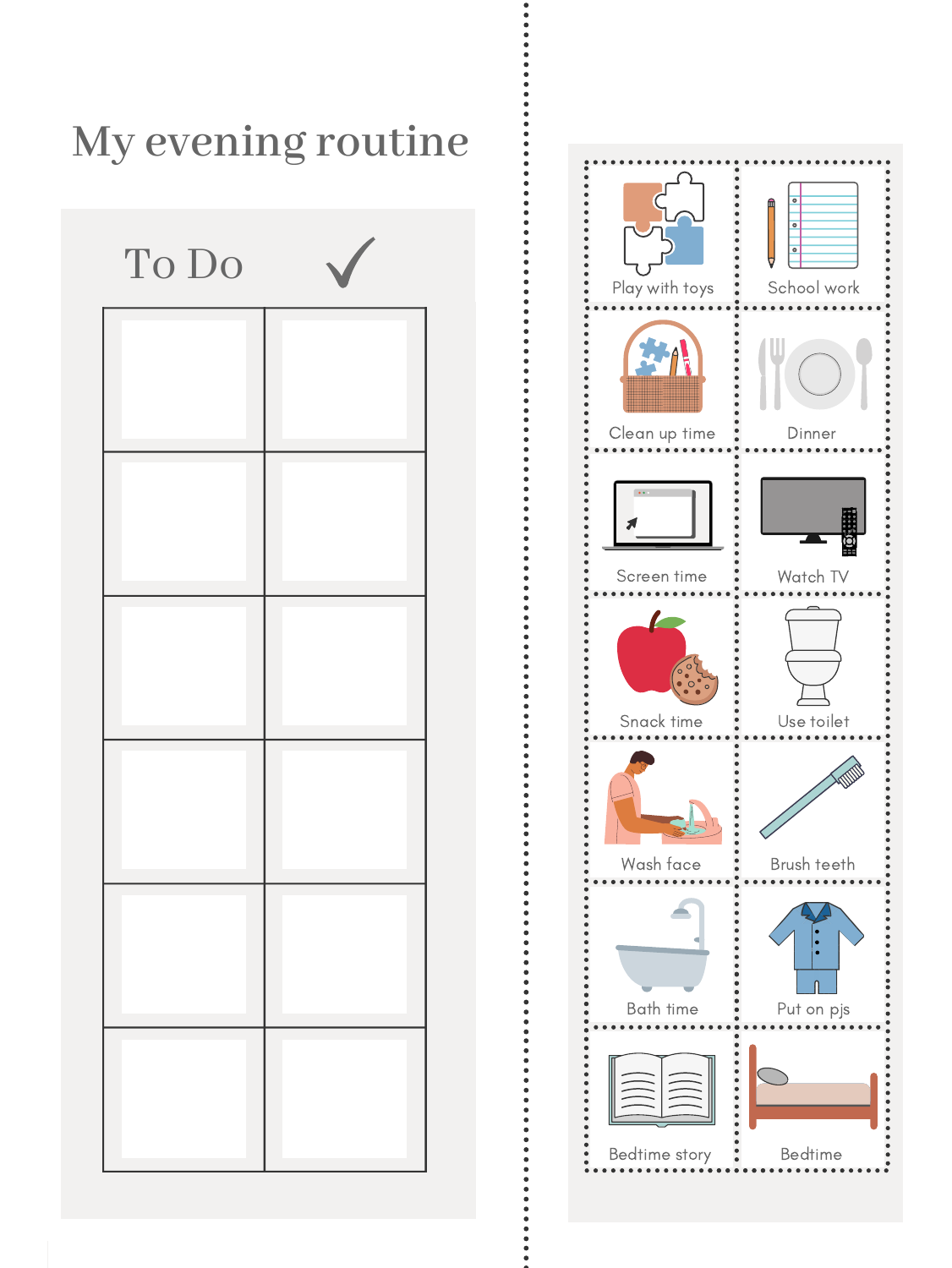# My evening routine

| To Do | ✓ |
|---|---|
| | |
| | |
| | |
| | |
| | |
| | |

| | |
|---|---|
| Play with toys | School work |
| Clean up time | Dinner |
| Screen time | Watch TV |
| Snack time | Use toilet |
| Wash face | Brush teeth |
| Bath time | Put on pjs |
| Bedtime story | Bedtime |